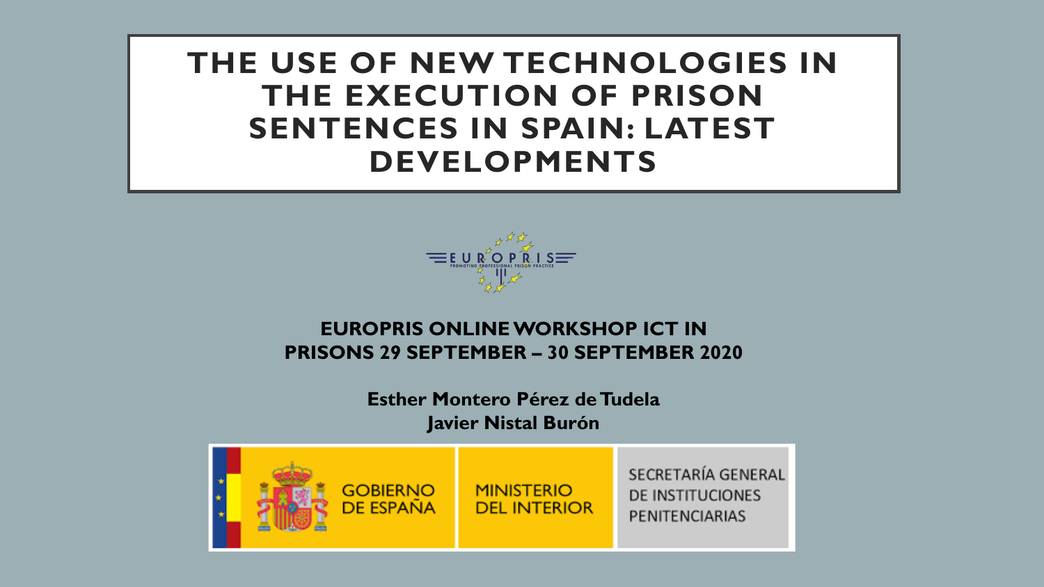# THE USE OF NEW TECHNOLOGIES IN THE EXECUTION OF PRISON SENTENCES IN SPAIN: LATEST DEVELOPMENTS

EUROPRIS

PROMOTING PROFESSIONAL PRISON PRACTICE

**EUROPRIS ONLINE WORKSHOP ICT IN PRISONS 29 SEPTEMBER – 30 SEPTEMBER 2020**

**Esther Montero Pérez de Tudela**
**Javier Nistal Burón**

GOBIERNO DE ESPAÑA | MINISTERIO DEL INTERIOR | SECRETARÍA GENERAL DE INSTITUCIONES PENITENCIARIAS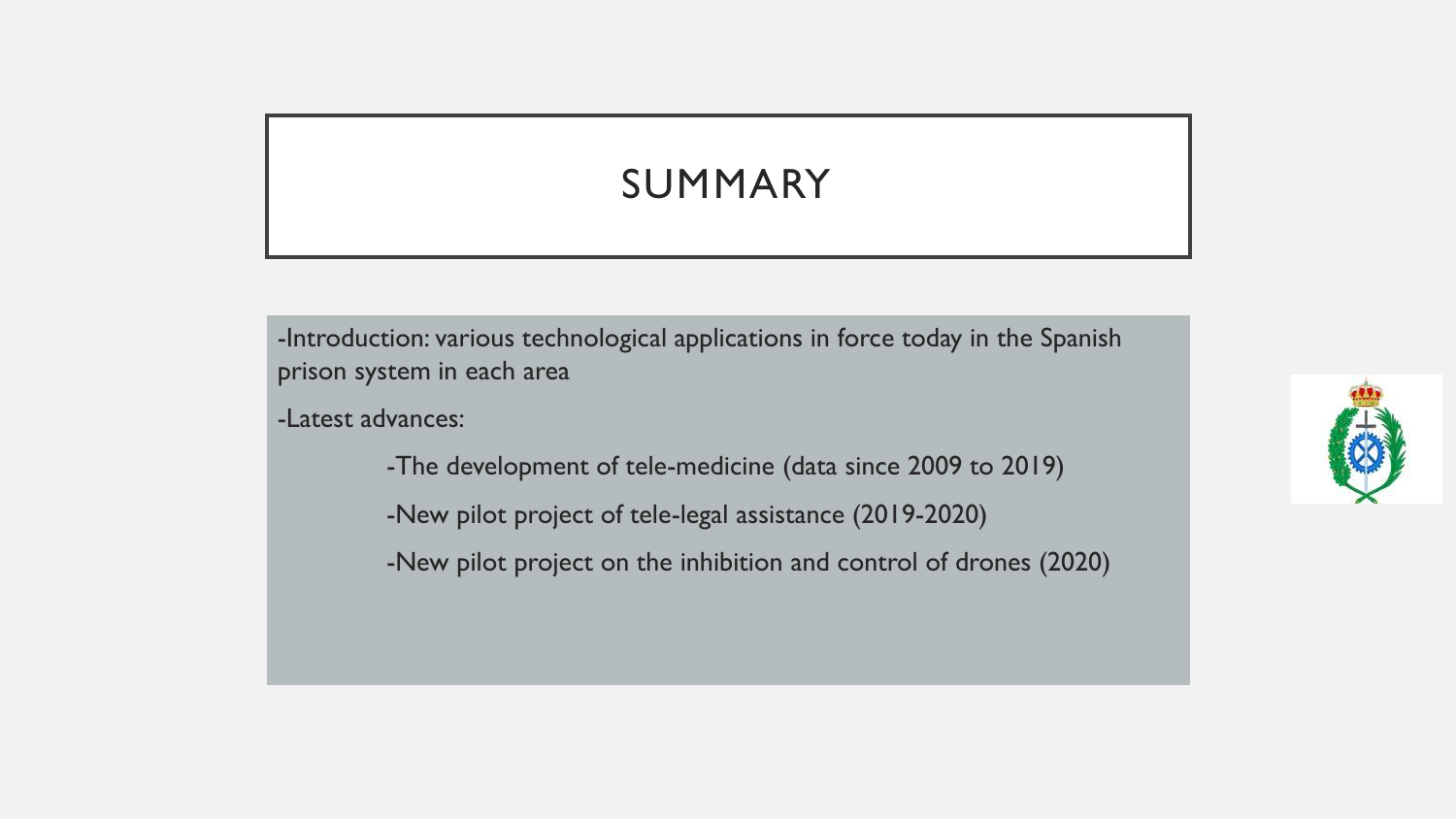# SUMMARY

-Introduction: various technological applications in force today in the Spanish prison system in each area

-Latest advances:

- -The development of tele-medicine (data since 2009 to 2019)
- -New pilot project of tele-legal assistance (2019-2020)
- -New pilot project on the inhibition and control of drones (2020)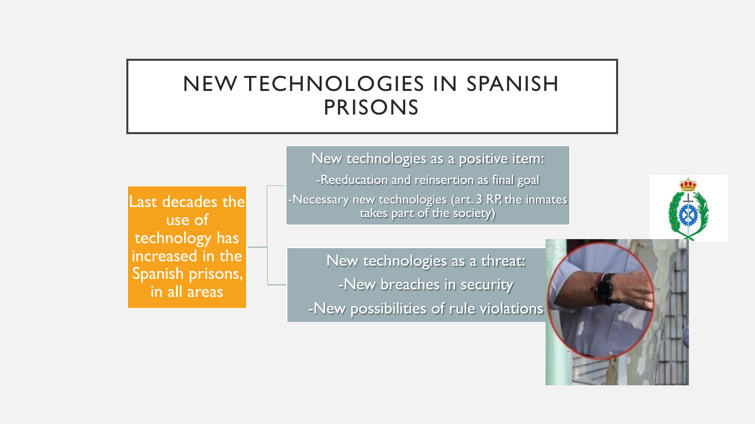# NEW TECHNOLOGIES IN SPANISH PRISONS

Last decades the use of technology has increased in the Spanish prisons, in all areas

New technologies as a positive item:

-Reeducation and reinsertion as final goal

-Necessary new technologies (art. 3 RP, the inmates takes part of the society)

New technologies as a threat:

-New breaches in security

-New possibilities of rule violations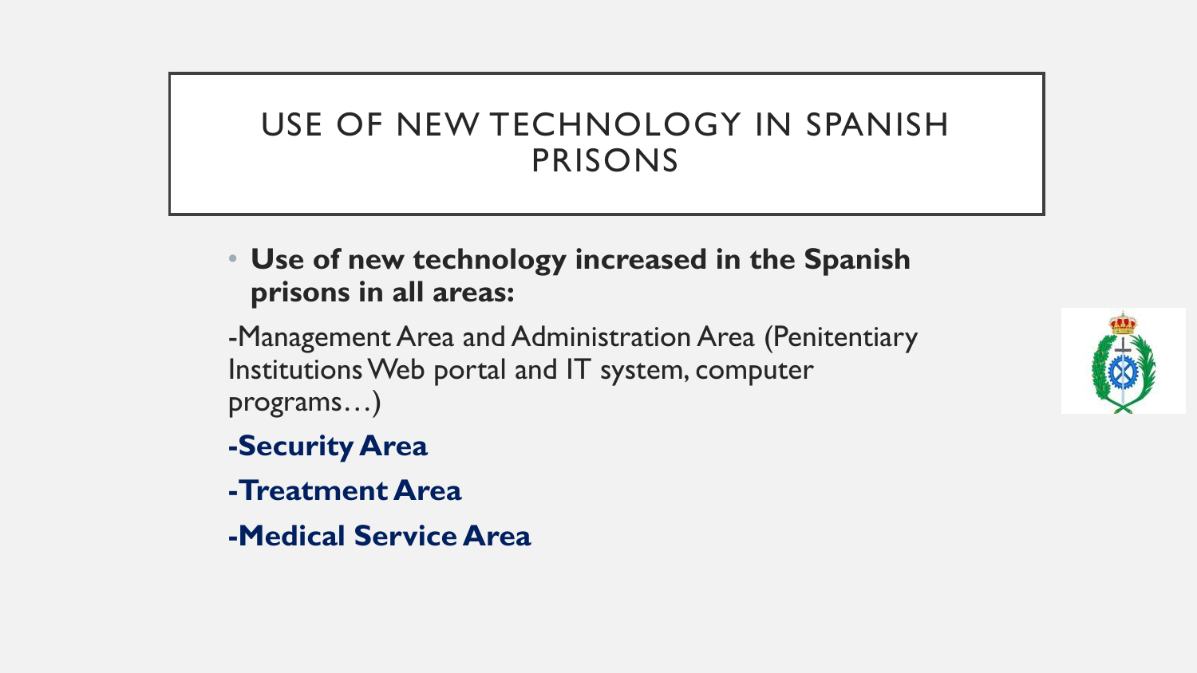# USE OF NEW TECHNOLOGY IN SPANISH PRISONS

- **Use of new technology increased in the Spanish prisons in all areas:**

-Management Area and Administration Area (Penitentiary Institutions Web portal and IT system, computer programs…)

**-Security Area**

**-Treatment Area**

**-Medical Service Area**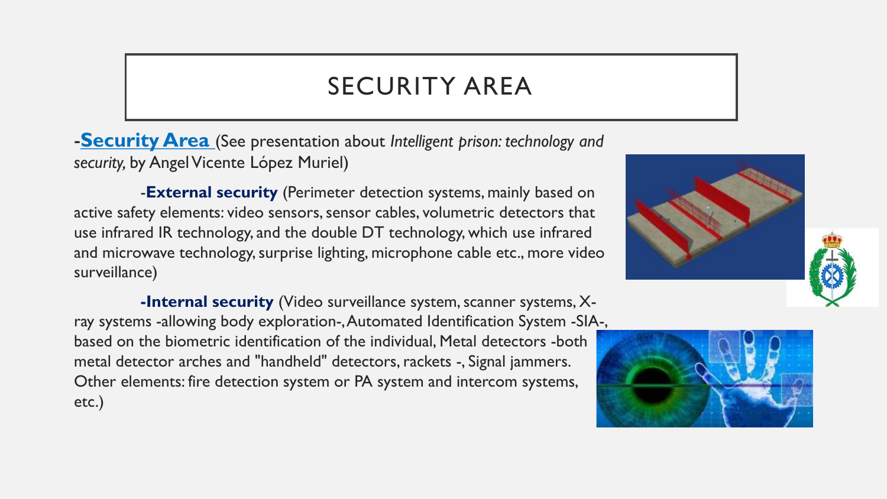# SECURITY AREA

-**Security Area** (See presentation about *Intelligent prison: technology and security,* by Angel Vicente López Muriel)

-**External security** (Perimeter detection systems, mainly based on active safety elements: video sensors, sensor cables, volumetric detectors that use infrared IR technology, and the double DT technology, which use infrared and microwave technology, surprise lighting, microphone cable etc., more video surveillance)

**-Internal security** (Video surveillance system, scanner systems, X-ray systems -allowing body exploration-, Automated Identification System -SIA-, based on the biometric identification of the individual, Metal detectors -both metal detector arches and "handheld" detectors, rackets -, Signal jammers. Other elements: fire detection system or PA system and intercom systems, etc.)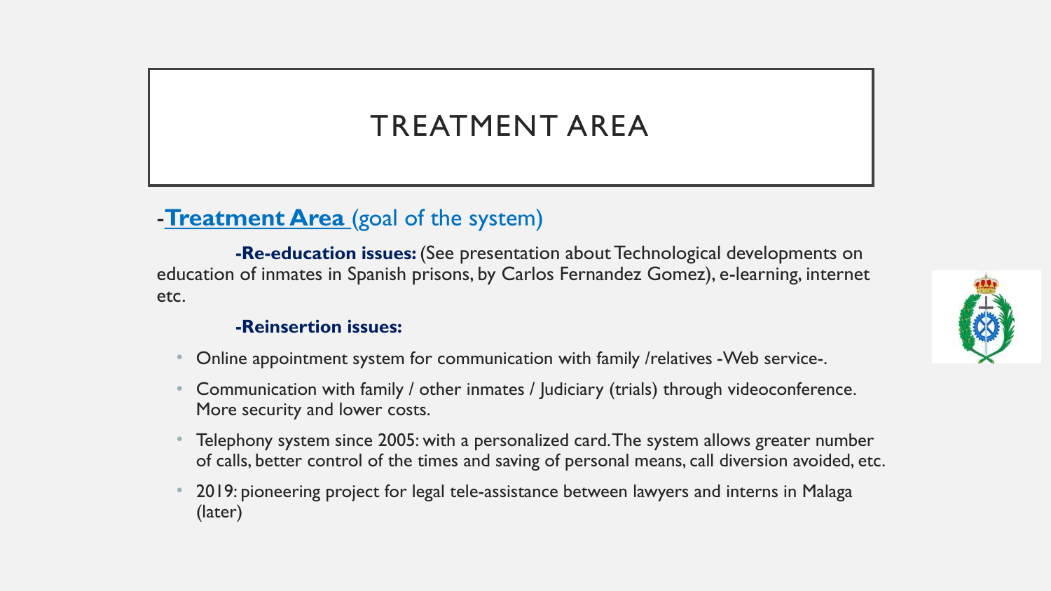# TREATMENT AREA

## -**Treatment Area** (goal of the system)

**-Re-education issues:** (See presentation about Technological developments on education of inmates in Spanish prisons, by Carlos Fernandez Gomez), e-learning, internet etc.

**-Reinsertion issues:**

- Online appointment system for communication with family /relatives -Web service-.
- Communication with family / other inmates / Judiciary (trials) through videoconference. More security and lower costs.
- Telephony system since 2005: with a personalized card. The system allows greater number of calls, better control of the times and saving of personal means, call diversion avoided, etc.
- 2019: pioneering project for legal tele-assistance between lawyers and interns in Malaga (later)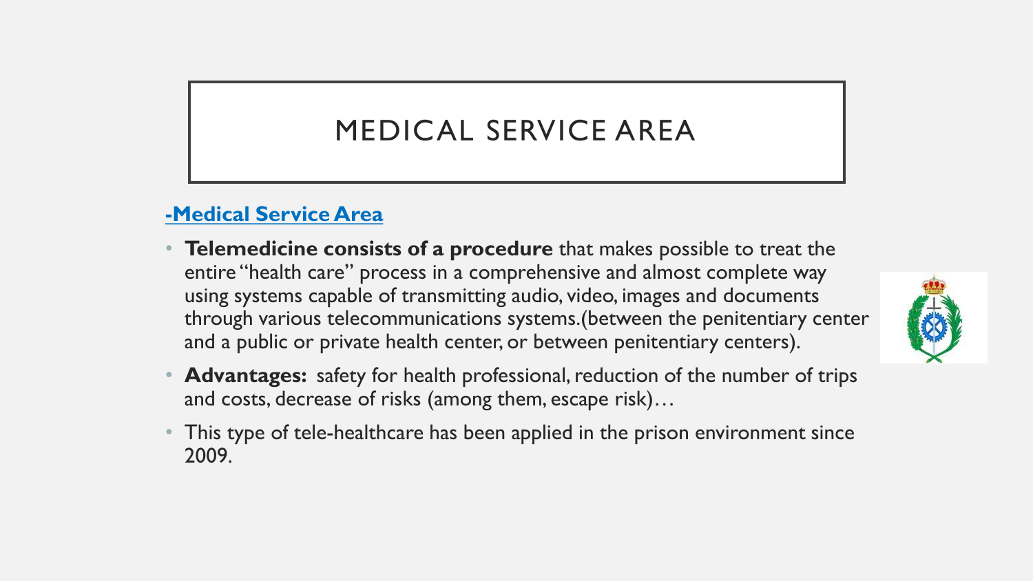# MEDICAL SERVICE AREA

**-Medical Service Area**

- **Telemedicine consists of a procedure** that makes possible to treat the entire "health care" process in a comprehensive and almost complete way using systems capable of transmitting audio, video, images and documents through various telecommunications systems.(between the penitentiary center and a public or private health center, or between penitentiary centers).
- **Advantages:** safety for health professional, reduction of the number of trips and costs, decrease of risks (among them, escape risk)…
- This type of tele-healthcare has been applied in the prison environment since 2009.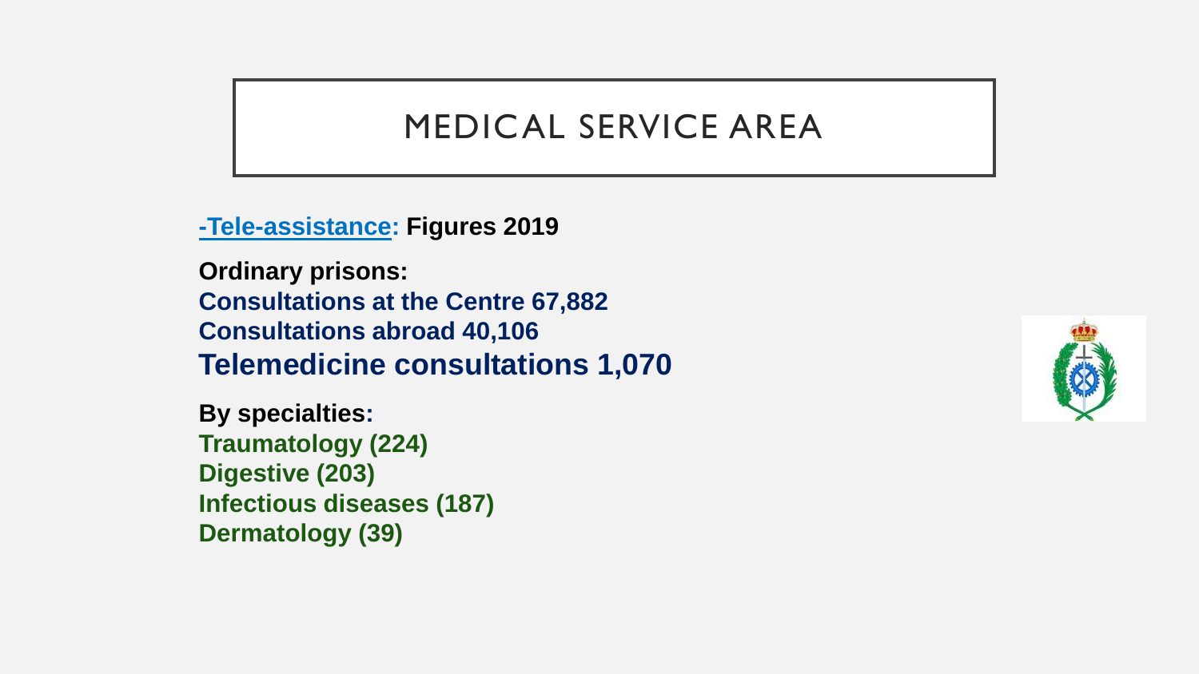# MEDICAL SERVICE AREA

**-Tele-assistance: Figures 2019**

**Ordinary prisons:**
**Consultations at the Centre 67,882**
**Consultations abroad 40,106**
**Telemedicine consultations 1,070**

**By specialties:**
**Traumatology (224)**
**Digestive (203)**
**Infectious diseases (187)**
**Dermatology (39)**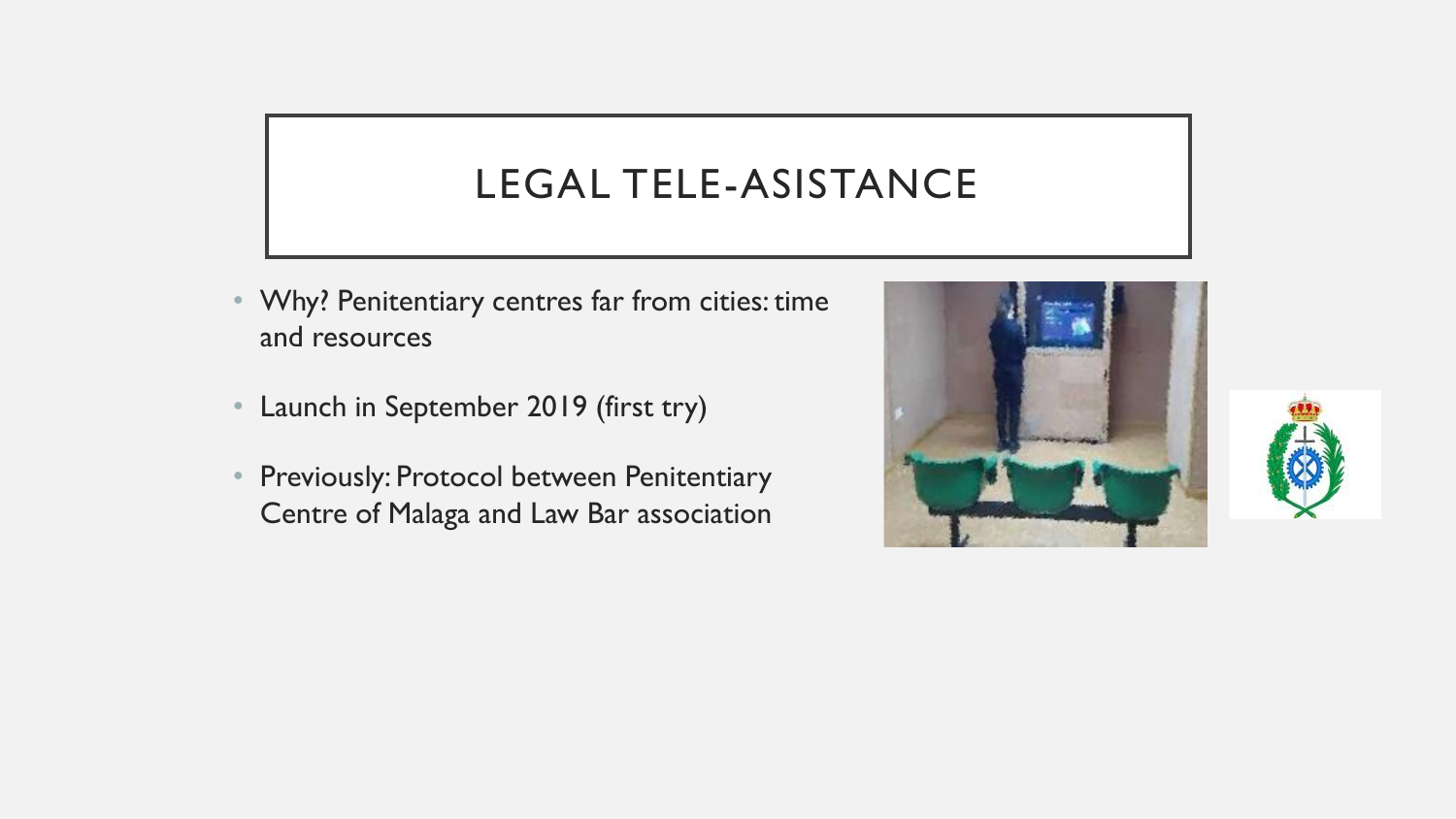# LEGAL TELE-ASISTANCE

- Why? Penitentiary centres far from cities: time and resources
- Launch in September 2019 (first try)
- Previously: Protocol between Penitentiary Centre of Malaga and Law Bar association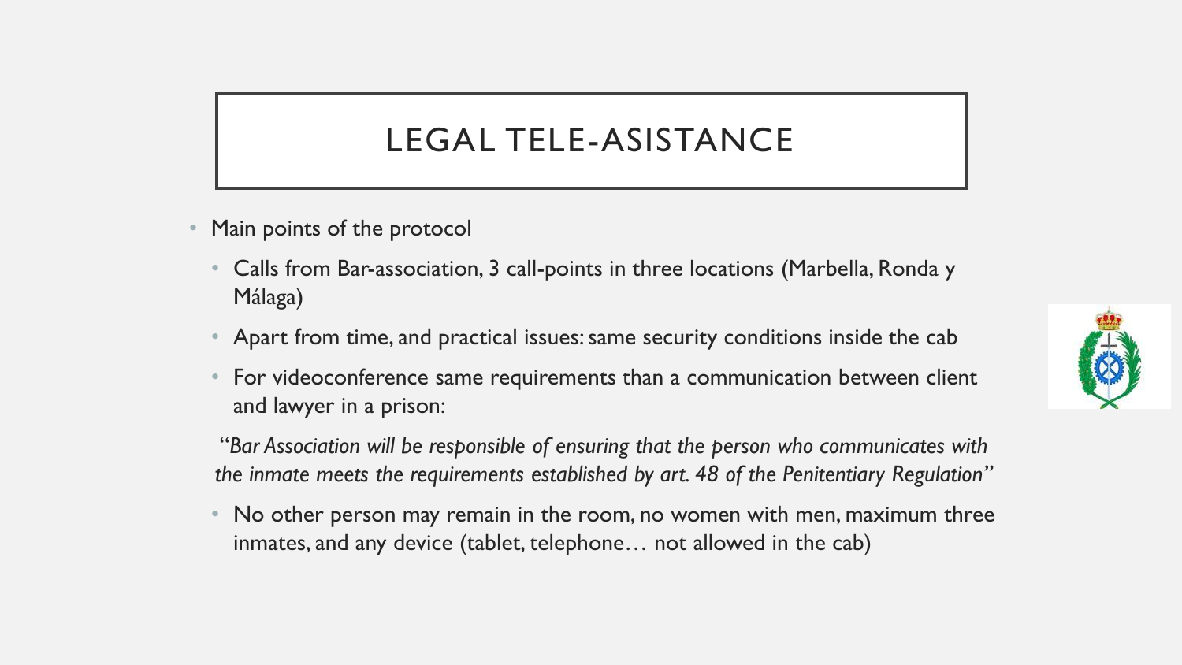# LEGAL TELE-ASISTANCE

- Main points of the protocol
  - Calls from Bar-association, 3 call-points in three locations (Marbella, Ronda y Málaga)
  - Apart from time, and practical issues: same security conditions inside the cab
  - For videoconference same requirements than a communication between client and lawyer in a prison:

  *"Bar Association will be responsible of ensuring that the person who communicates with the inmate meets the requirements established by art. 48 of the Penitentiary Regulation"*

  - No other person may remain in the room, no women with men, maximum three inmates, and any device (tablet, telephone… not allowed in the cab)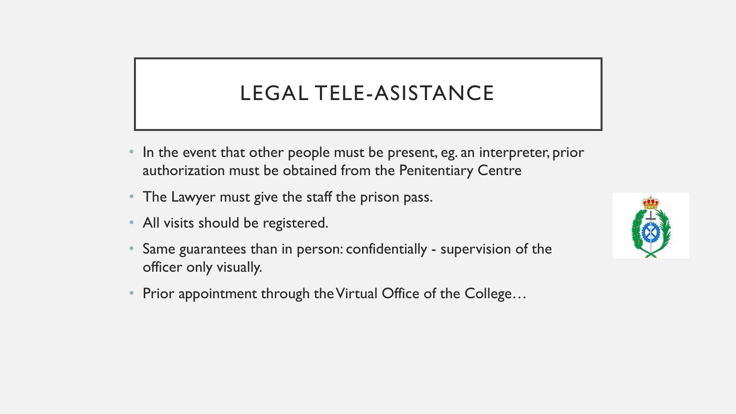# LEGAL TELE-ASISTANCE

- In the event that other people must be present, eg. an interpreter, prior authorization must be obtained from the Penitentiary Centre
- The Lawyer must give the staff the prison pass.
- All visits should be registered.
- Same guarantees than in person: confidentially - supervision of the officer only visually.
- Prior appointment through the Virtual Office of the College…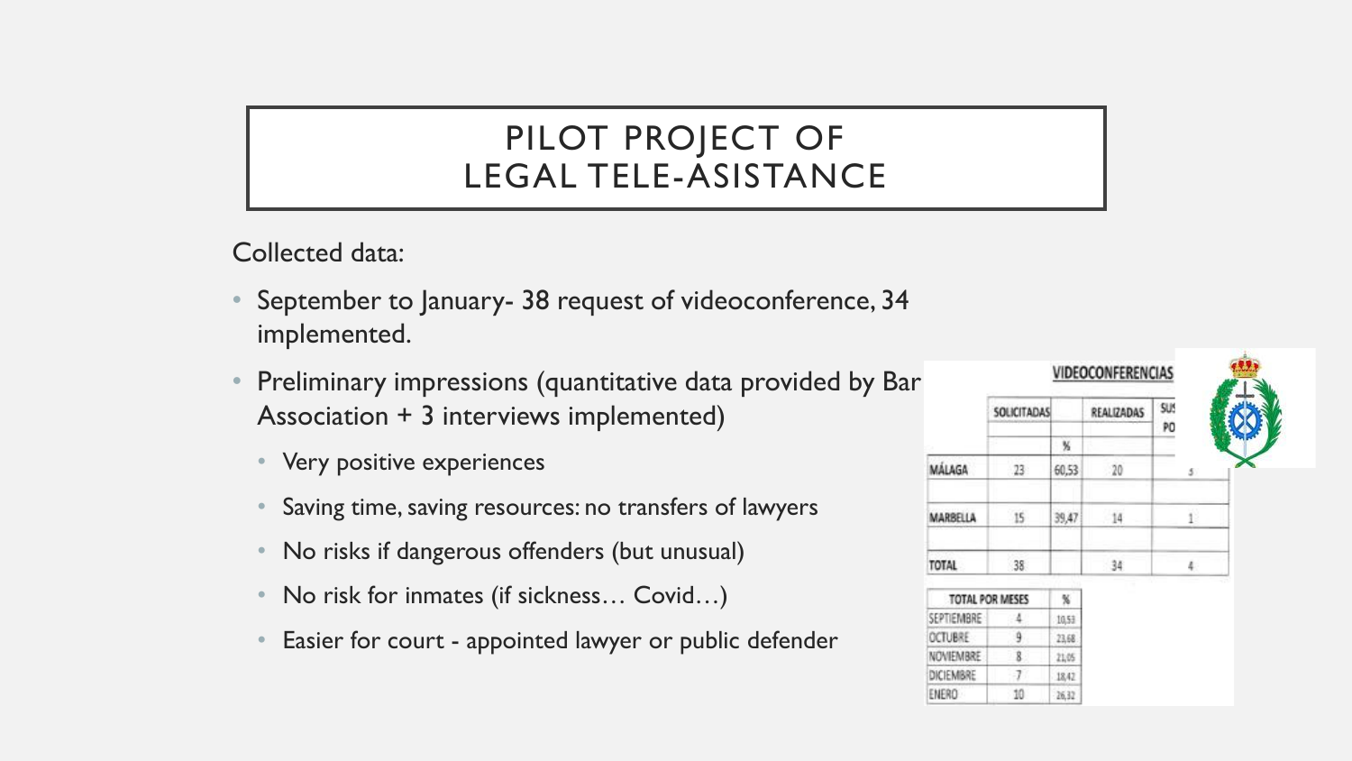# PILOT PROJECT OF LEGAL TELE-ASISTANCE

Collected data:

- September to January- 38 request of videoconference, 34 implemented.
- Preliminary impressions (quantitative data provided by Bar Association + 3 interviews implemented)
  - Very positive experiences
  - Saving time, saving resources: no transfers of lawyers
  - No risks if dangerous offenders (but unusual)
  - No risk for inmates (if sickness… Covid…)
  - Easier for court - appointed lawyer or public defender

**VIDEOCONFERENCIAS**

| | SOLICITADAS | % | REALIZADAS | SUS PO |
|---|---|---|---|---|
| MÁLAGA | 23 | 60,53 | 20 | 3 |
| MARBELLA | 15 | 39,47 | 14 | 1 |
| TOTAL | 38 | | 34 | 4 |

| TOTAL POR MESES | | % |
|---|---|---|
| SEPTIEMBRE | 4 | 10,53 |
| OCTUBRE | 9 | 23,68 |
| NOVIEMBRE | 8 | 21,05 |
| DICIEMBRE | 7 | 18,42 |
| ENERO | 10 | 26,32 |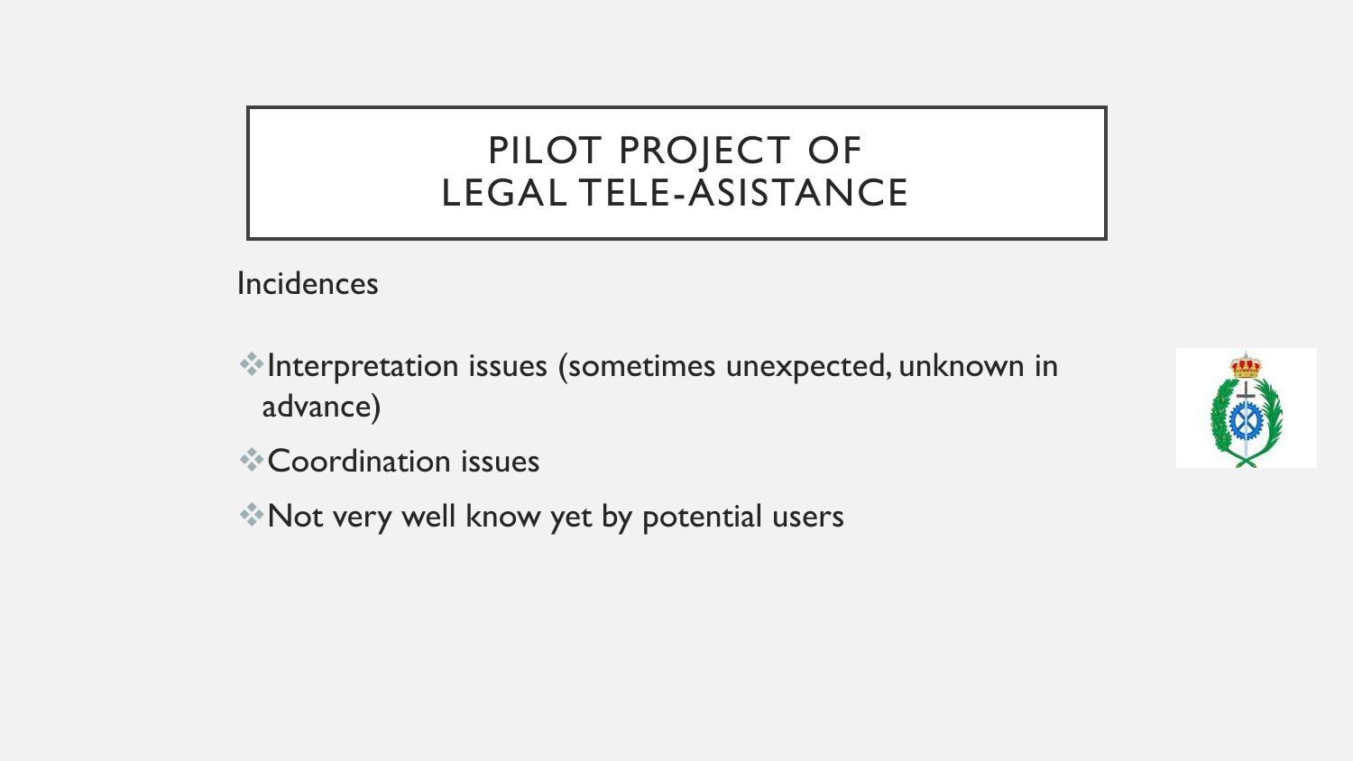# PILOT PROJECT OF LEGAL TELE-ASISTANCE

Incidences

- Interpretation issues (sometimes unexpected, unknown in advance)
- Coordination issues
- Not very well know yet by potential users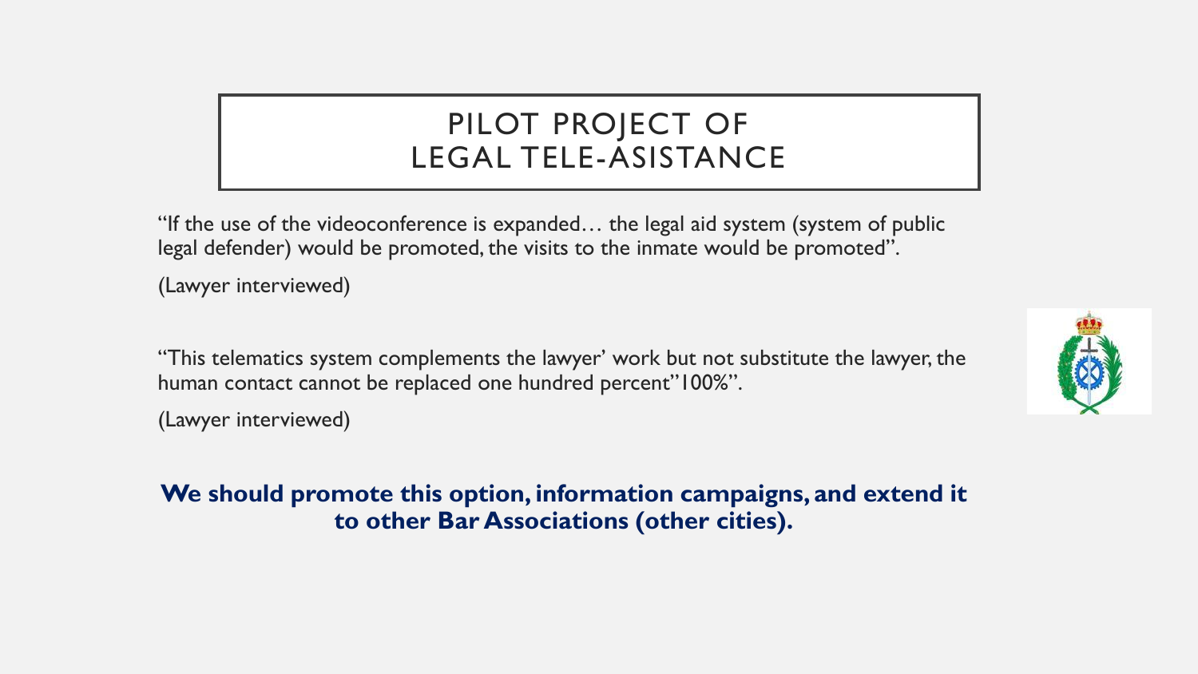# PILOT PROJECT OF LEGAL TELE-ASISTANCE

"If the use of the videoconference is expanded… the legal aid system (system of public legal defender) would be promoted, the visits to the inmate would be promoted".

(Lawyer interviewed)

"This telematics system complements the lawyer' work but not substitute the lawyer, the human contact cannot be replaced one hundred percent"100%".

(Lawyer interviewed)

**We should promote this option, information campaigns, and extend it to other Bar Associations (other cities).**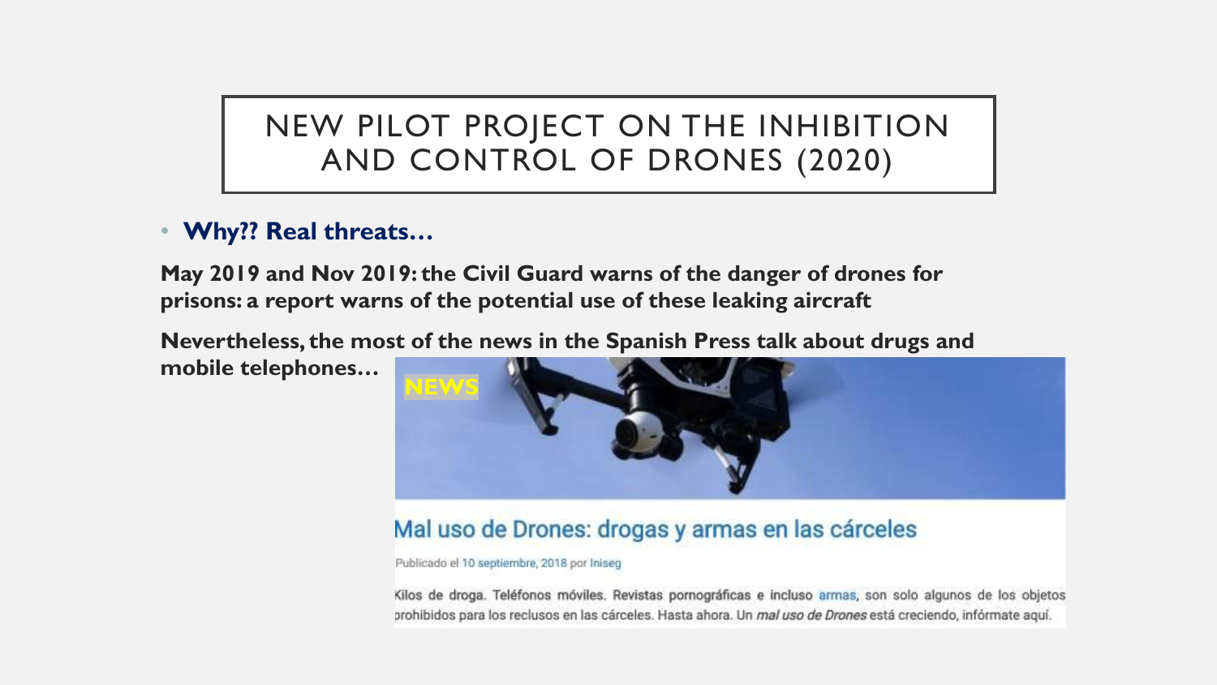# NEW PILOT PROJECT ON THE INHIBITION AND CONTROL OF DRONES (2020)

- **Why?? Real threats…**

**May 2019 and Nov 2019: the Civil Guard warns of the danger of drones for prisons: a report warns of the potential use of these leaking aircraft**

**Nevertheless, the most of the news in the Spanish Press talk about drugs and mobile telephones…**

NEWS

## Mal uso de Drones: drogas y armas en las cárceles

Publicado el 10 septiembre, 2018 por Iniseg

Kilos de droga. Teléfonos móviles. Revistas pornográficas e incluso armas, son solo algunos de los objetos prohibidos para los reclusos en las cárceles. Hasta ahora. Un *mal uso de Drones* está creciendo, infórmate aquí.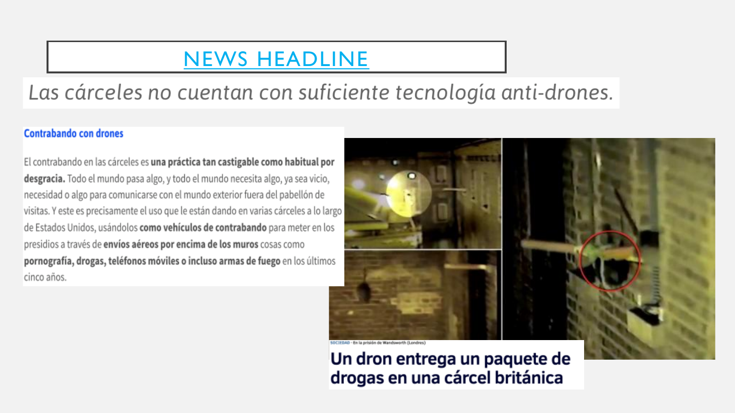# NEWS HEADLINE

*Las cárceles no cuentan con suficiente tecnología anti-drones.*

## Contrabando con drones

El contrabando en las cárceles es **una práctica tan castigable como habitual por desgracia.** Todo el mundo pasa algo, y todo el mundo necesita algo, ya sea vicio, necesidad o algo para comunicarse con el mundo exterior fuera del pabellón de visitas. Y este es precisamente el uso que le están dando en varias cárceles a lo largo de Estados Unidos, usándolos **como vehículos de contrabando** para meter en los presidios a través de **envíos aéreos por encima de los muros** cosas como **pornografía, drogas, teléfonos móviles o incluso armas de fuego** en los últimos cinco años.

SOCIEDAD · En la prisión de Wandsworth (Londres)

**Un dron entrega un paquete de drogas en una cárcel británica**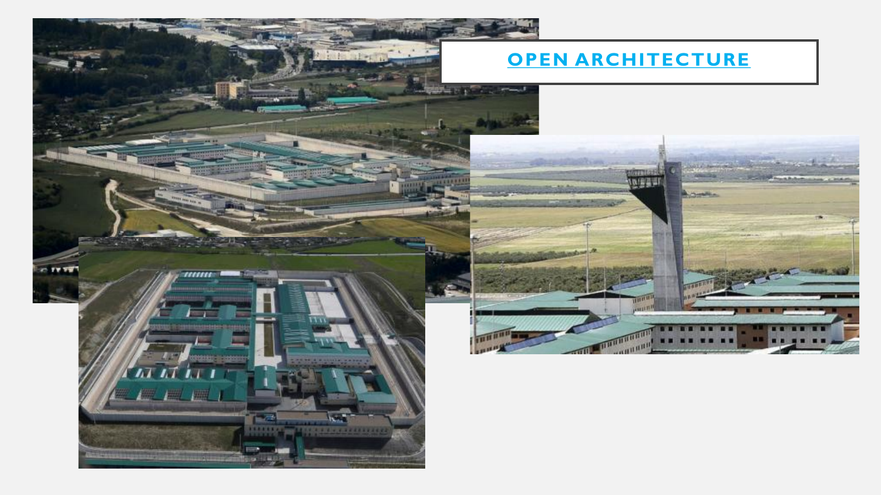# OPEN ARCHITECTURE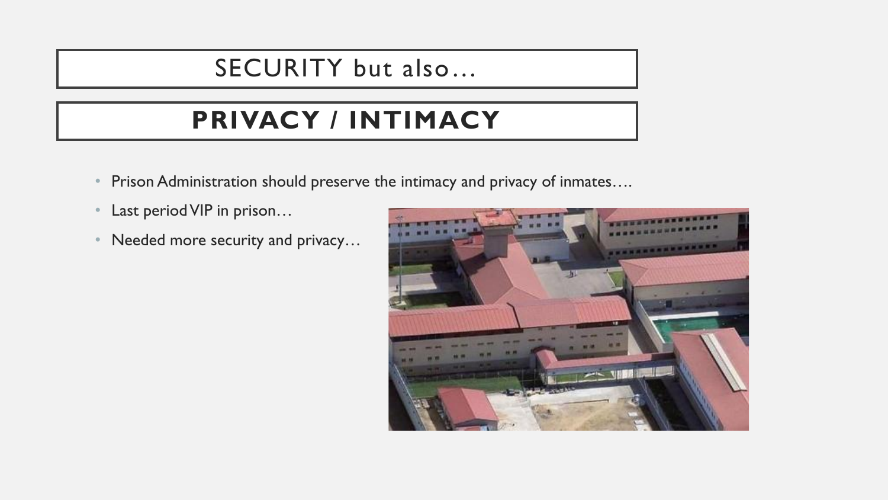# SECURITY but also…

# PRIVACY / INTIMACY

- Prison Administration should preserve the intimacy and privacy of inmates….
- Last period VIP in prison…
- Needed more security and privacy…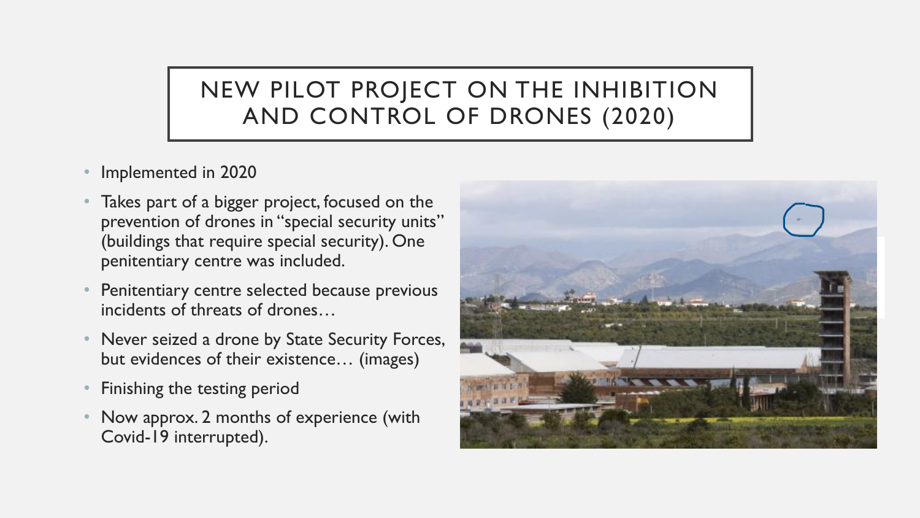# NEW PILOT PROJECT ON THE INHIBITION AND CONTROL OF DRONES (2020)

- Implemented in 2020
- Takes part of a bigger project, focused on the prevention of drones in "special security units" (buildings that require special security). One penitentiary centre was included.
- Penitentiary centre selected because previous incidents of threats of drones…
- Never seized a drone by State Security Forces, but evidences of their existence… (images)
- Finishing the testing period
- Now approx. 2 months of experience (with Covid-19 interrupted).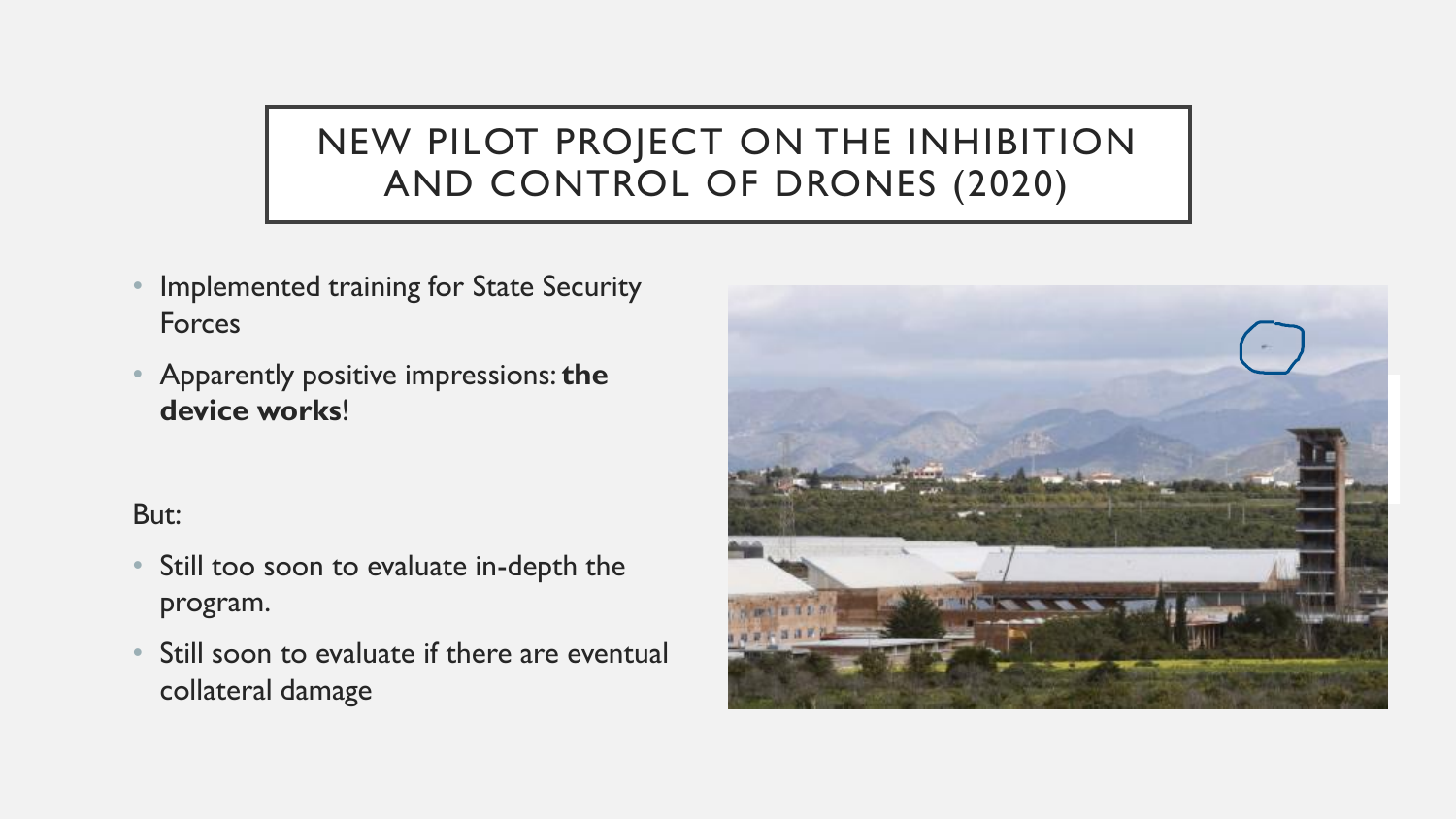# NEW PILOT PROJECT ON THE INHIBITION AND CONTROL OF DRONES (2020)

- Implemented training for State Security Forces
- Apparently positive impressions: **the device works**!

But:

- Still too soon to evaluate in-depth the program.
- Still soon to evaluate if there are eventual collateral damage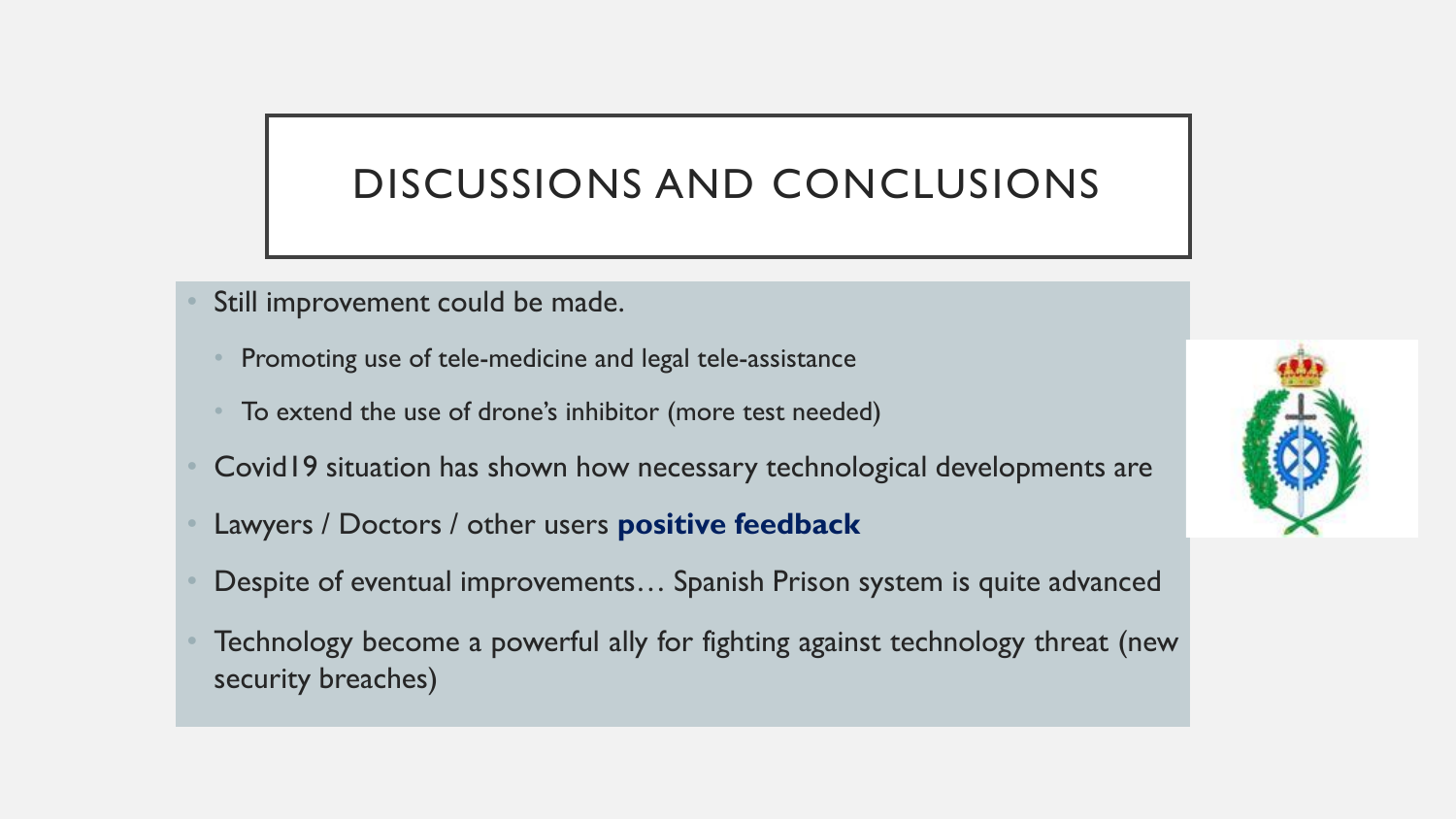# DISCUSSIONS AND CONCLUSIONS

- Still improvement could be made.
  - Promoting use of tele-medicine and legal tele-assistance
  - To extend the use of drone's inhibitor (more test needed)
- Covid19 situation has shown how necessary technological developments are
- Lawyers / Doctors / other users **positive feedback**
- Despite of eventual improvements… Spanish Prison system is quite advanced
- Technology become a powerful ally for fighting against technology threat (new security breaches)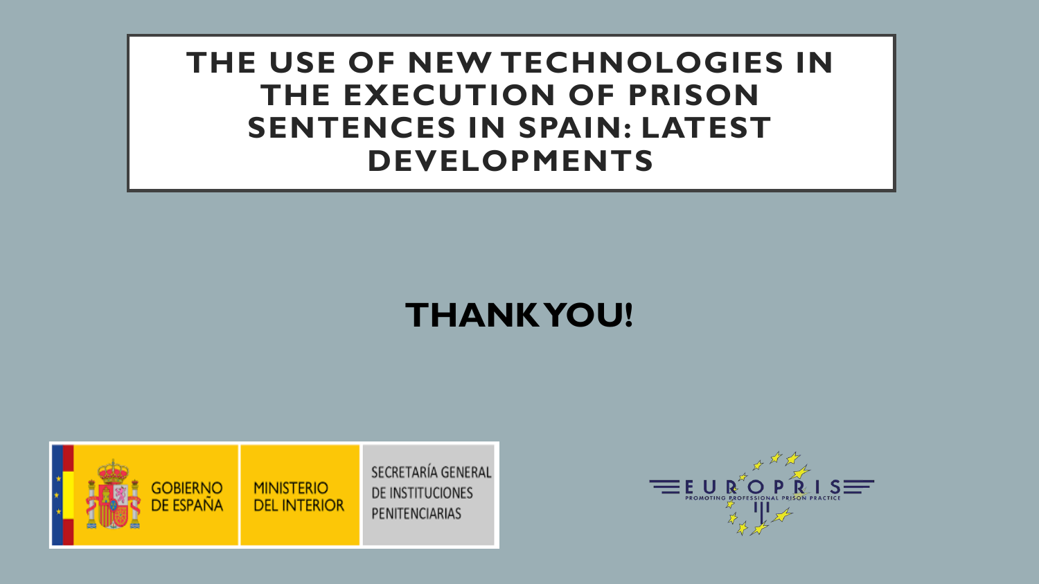# THE USE OF NEW TECHNOLOGIES IN THE EXECUTION OF PRISON SENTENCES IN SPAIN: LATEST DEVELOPMENTS

## THANK YOU!

GOBIERNO DE ESPAÑA

MINISTERIO DEL INTERIOR

SECRETARÍA GENERAL DE INSTITUCIONES PENITENCIARIAS

EUROPRIS

PROMOTING PROFESSIONAL PRISON PRACTICE